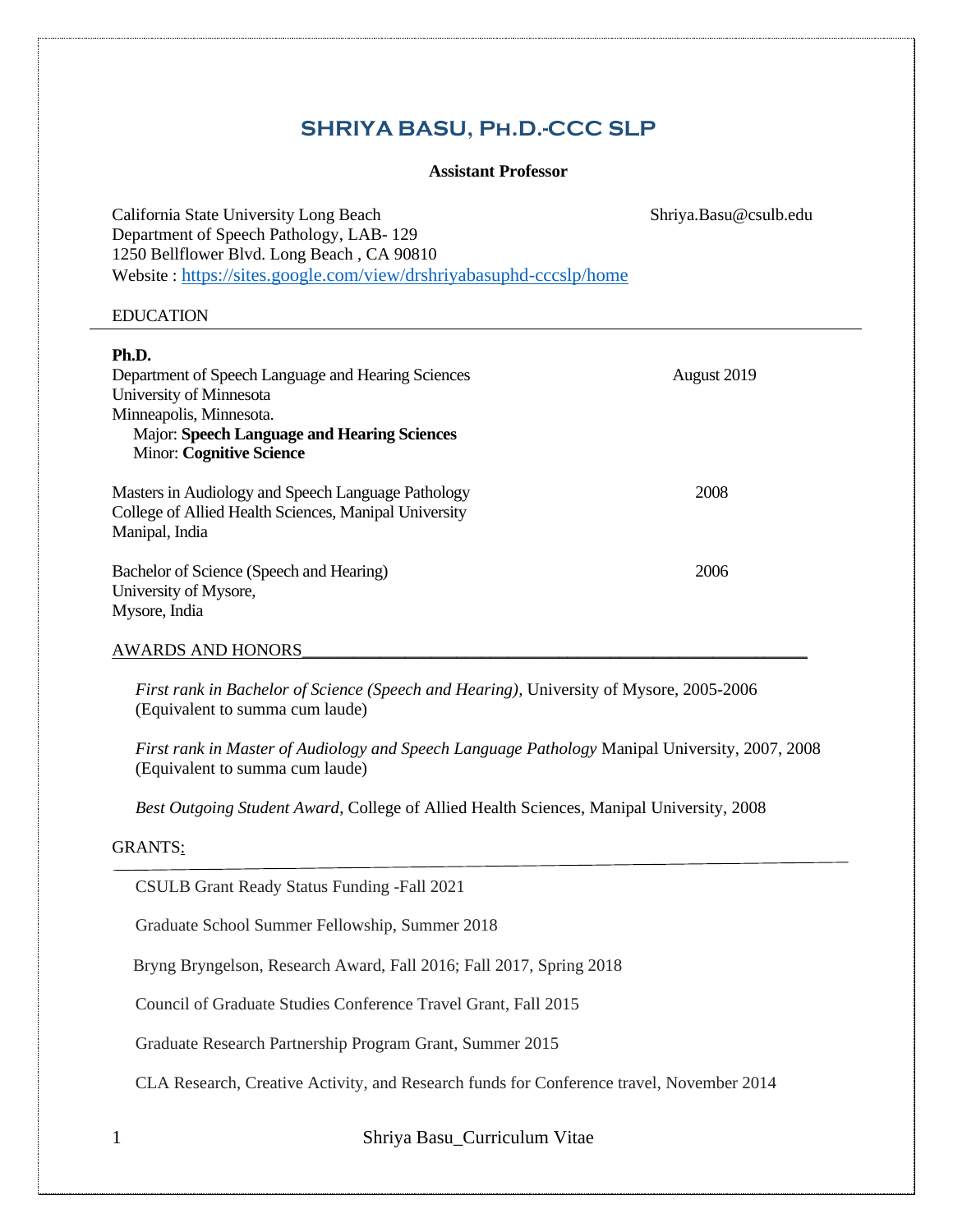# SHRIYA BASU, Ph.D.-CCC SLP

**Assistant Professor**

California State University Long Beach
Department of Speech Pathology, LAB- 129
1250 Bellflower Blvd. Long Beach , CA 90810
Website : https://sites.google.com/view/drshriyabasuphd-cccslp/home

Shriya.Basu@csulb.edu

## EDUCATION

**Ph.D.**
Department of Speech Language and Hearing Sciences — August 2019
University of Minnesota
Minneapolis, Minnesota.
Major: **Speech Language and Hearing Sciences**
Minor: **Cognitive Science**

Masters in Audiology and Speech Language Pathology — 2008
College of Allied Health Sciences, Manipal University
Manipal, India

Bachelor of Science (Speech and Hearing) — 2006
University of Mysore,
Mysore, India

## AWARDS AND HONORS

*First rank in Bachelor of Science (Speech and Hearing),* University of Mysore, 2005-2006 (Equivalent to summa cum laude)

*First rank in Master of Audiology and Speech Language Pathology* Manipal University, 2007, 2008 (Equivalent to summa cum laude)

*Best Outgoing Student Award,* College of Allied Health Sciences, Manipal University, 2008

## GRANTS:

CSULB Grant Ready Status Funding -Fall 2021

Graduate School Summer Fellowship, Summer 2018

Bryng Bryngelson, Research Award, Fall 2016; Fall 2017, Spring 2018

Council of Graduate Studies Conference Travel Grant, Fall 2015

Graduate Research Partnership Program Grant, Summer 2015

CLA Research, Creative Activity, and Research funds for Conference travel, November 2014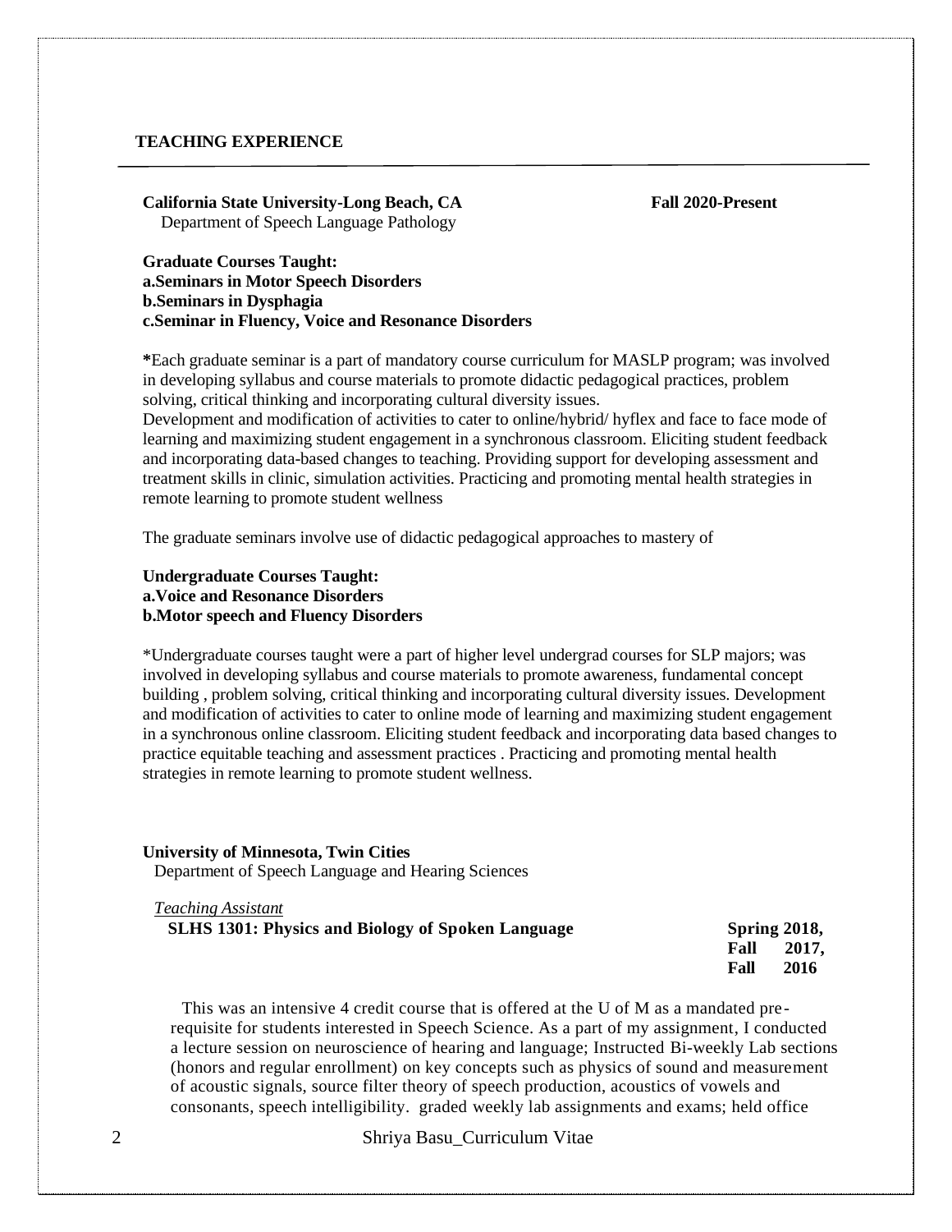## TEACHING EXPERIENCE

**California State University-Long Beach, CA** **Fall 2020-Present**
Department of Speech Language Pathology

**Graduate Courses Taught:**
**a.Seminars in Motor Speech Disorders**
**b.Seminars in Dysphagia**
**c.Seminar in Fluency, Voice and Resonance Disorders**

**\***Each graduate seminar is a part of mandatory course curriculum for MASLP program; was involved in developing syllabus and course materials to promote didactic pedagogical practices, problem solving, critical thinking and incorporating cultural diversity issues.
Development and modification of activities to cater to online/hybrid/ hyflex and face to face mode of learning and maximizing student engagement in a synchronous classroom. Eliciting student feedback and incorporating data-based changes to teaching. Providing support for developing assessment and treatment skills in clinic, simulation activities. Practicing and promoting mental health strategies in remote learning to promote student wellness

The graduate seminars involve use of didactic pedagogical approaches to mastery of

**Undergraduate Courses Taught:**
**a.Voice and Resonance Disorders**
**b.Motor speech and Fluency Disorders**

*Undergraduate courses taught were a part of higher level undergrad courses for SLP majors; was involved in developing syllabus and course materials to promote awareness, fundamental concept building , problem solving, critical thinking and incorporating cultural diversity issues. Development and modification of activities to cater to online mode of learning and maximizing student engagement in a synchronous online classroom. Eliciting student feedback and incorporating data based changes to practice equitable teaching and assessment practices . Practicing and promoting mental health strategies in remote learning to promote student wellness.

**University of Minnesota, Twin Cities**
Department of Speech Language and Hearing Sciences

*Teaching Assistant*
**SLHS 1301: Physics and Biology of Spoken Language** **Spring 2018, Fall 2017, Fall 2016**

This was an intensive 4 credit course that is offered at the U of M as a mandated pre-requisite for students interested in Speech Science. As a part of my assignment, I conducted a lecture session on neuroscience of hearing and language; Instructed Bi-weekly Lab sections (honors and regular enrollment) on key concepts such as physics of sound and measurement of acoustic signals, source filter theory of speech production, acoustics of vowels and consonants, speech intelligibility. graded weekly lab assignments and exams; held office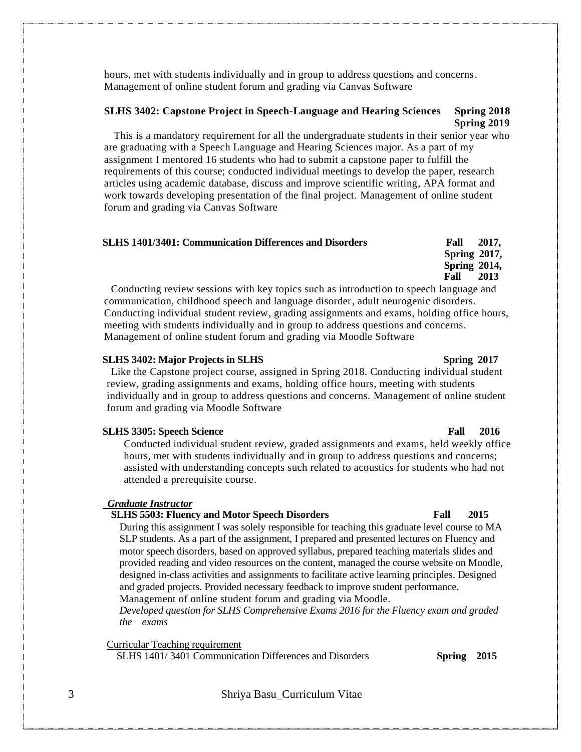hours, met with students individually and in group to address questions and concerns. Management of online student forum and grading via Canvas Software

**SLHS 3402: Capstone Project in Speech-Language and Hearing Sciences** **Spring 2018**
**Spring 2019**

This is a mandatory requirement for all the undergraduate students in their senior year who are graduating with a Speech Language and Hearing Sciences major. As a part of my assignment I mentored 16 students who had to submit a capstone paper to fulfill the requirements of this course; conducted individual meetings to develop the paper, research articles using academic database, discuss and improve scientific writing, APA format and work towards developing presentation of the final project. Management of online student forum and grading via Canvas Software

**SLHS 1401/3401: Communication Differences and Disorders** **Fall 2017,**
**Spring 2017,**
**Spring 2014,**
**Fall 2013**

Conducting review sessions with key topics such as introduction to speech language and communication, childhood speech and language disorder, adult neurogenic disorders. Conducting individual student review, grading assignments and exams, holding office hours, meeting with students individually and in group to address questions and concerns. Management of online student forum and grading via Moodle Software

**SLHS 3402: Major Projects in SLHS** **Spring 2017**

Like the Capstone project course, assigned in Spring 2018. Conducting individual student review, grading assignments and exams, holding office hours, meeting with students individually and in group to address questions and concerns. Management of online student forum and grading via Moodle Software

**SLHS 3305: Speech Science** **Fall 2016**

Conducted individual student review, graded assignments and exams, held weekly office hours, met with students individually and in group to address questions and concerns; assisted with understanding concepts such related to acoustics for students who had not attended a prerequisite course.

***Graduate Instructor***

**SLHS 5503: Fluency and Motor Speech Disorders** **Fall 2015**

During this assignment I was solely responsible for teaching this graduate level course to MA SLP students. As a part of the assignment, I prepared and presented lectures on Fluency and motor speech disorders, based on approved syllabus, prepared teaching materials slides and provided reading and video resources on the content, managed the course website on Moodle, designed in-class activities and assignments to facilitate active learning principles. Designed and graded projects. Provided necessary feedback to improve student performance. Management of online student forum and grading via Moodle.

*Developed question for SLHS Comprehensive Exams 2016 for the Fluency exam and graded the exams*

Curricular Teaching requirement

SLHS 1401/ 3401 Communication Differences and Disorders **Spring 2015**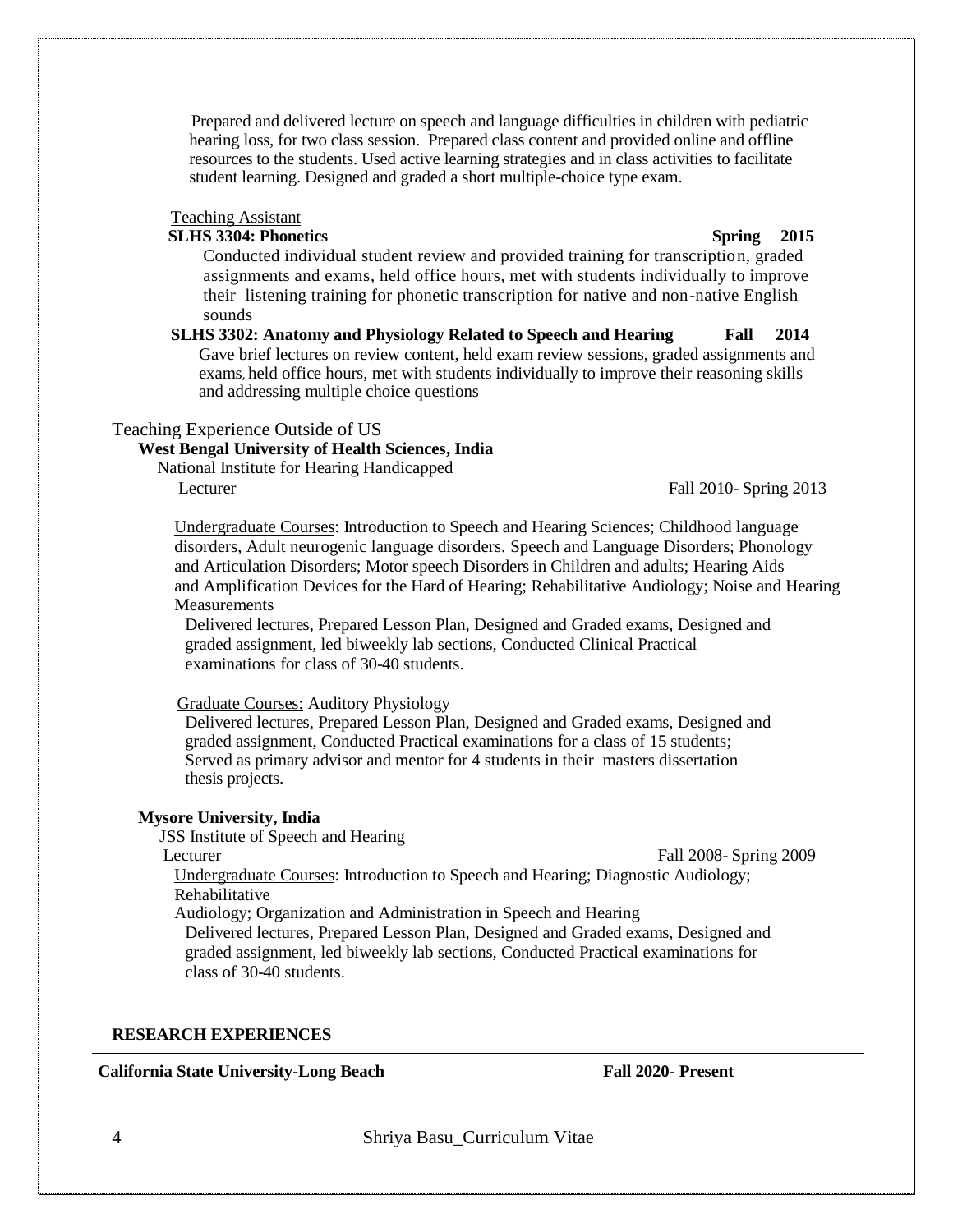Prepared and delivered lecture on speech and language difficulties in children with pediatric hearing loss, for two class session. Prepared class content and provided online and offline resources to the students. Used active learning strategies and in class activities to facilitate student learning. Designed and graded a short multiple-choice type exam.

Teaching Assistant

**SLHS 3304: Phonetics** **Spring 2015**

Conducted individual student review and provided training for transcription, graded assignments and exams, held office hours, met with students individually to improve their listening training for phonetic transcription for native and non-native English sounds

**SLHS 3302: Anatomy and Physiology Related to Speech and Hearing** **Fall 2014**

Gave brief lectures on review content, held exam review sessions, graded assignments and exams, held office hours, met with students individually to improve their reasoning skills and addressing multiple choice questions

Teaching Experience Outside of US

**West Bengal University of Health Sciences, India**

National Institute for Hearing Handicapped

Lecturer Fall 2010- Spring 2013

Undergraduate Courses: Introduction to Speech and Hearing Sciences; Childhood language disorders, Adult neurogenic language disorders. Speech and Language Disorders; Phonology and Articulation Disorders; Motor speech Disorders in Children and adults; Hearing Aids and Amplification Devices for the Hard of Hearing; Rehabilitative Audiology; Noise and Hearing Measurements

Delivered lectures, Prepared Lesson Plan, Designed and Graded exams, Designed and graded assignment, led biweekly lab sections, Conducted Clinical Practical examinations for class of 30-40 students.

Graduate Courses: Auditory Physiology

Delivered lectures, Prepared Lesson Plan, Designed and Graded exams, Designed and graded assignment, Conducted Practical examinations for a class of 15 students; Served as primary advisor and mentor for 4 students in their masters dissertation thesis projects.

**Mysore University, India**

JSS Institute of Speech and Hearing

Lecturer Fall 2008- Spring 2009

Undergraduate Courses: Introduction to Speech and Hearing; Diagnostic Audiology; Rehabilitative Audiology; Organization and Administration in Speech and Hearing

Delivered lectures, Prepared Lesson Plan, Designed and Graded exams, Designed and graded assignment, led biweekly lab sections, Conducted Practical examinations for class of 30-40 students.

## RESEARCH EXPERIENCES

**California State University-Long Beach** **Fall 2020- Present**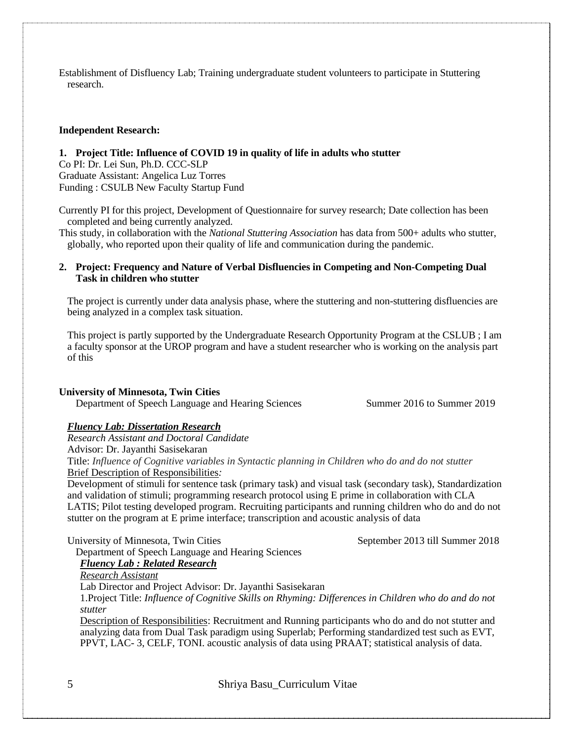Establishment of Disfluency Lab; Training undergraduate student volunteers to participate in Stuttering research.

**Independent Research:**

**1. Project Title: Influence of COVID 19 in quality of life in adults who stutter**

Co PI: Dr. Lei Sun, Ph.D. CCC-SLP
Graduate Assistant: Angelica Luz Torres
Funding : CSULB New Faculty Startup Fund

Currently PI for this project, Development of Questionnaire for survey research; Date collection has been completed and being currently analyzed.
This study, in collaboration with the *National Stuttering Association* has data from 500+ adults who stutter, globally, who reported upon their quality of life and communication during the pandemic.

**2. Project: Frequency and Nature of Verbal Disfluencies in Competing and Non-Competing Dual Task in children who stutter**

The project is currently under data analysis phase, where the stuttering and non-stuttering disfluencies are being analyzed in a complex task situation.

This project is partly supported by the Undergraduate Research Opportunity Program at the CSLUB ; I am a faculty sponsor at the UROP program and have a student researcher who is working on the analysis part of this

**University of Minnesota, Twin Cities**
Department of Speech Language and Hearing Sciences — Summer 2016 to Summer 2019

***Fluency Lab: Dissertation Research***
*Research Assistant and Doctoral Candidate*
Advisor: Dr. Jayanthi Sasisekaran
Title: *Influence of Cognitive variables in Syntactic planning in Children who do and do not stutter*
Brief Description of Responsibilities*:*
Development of stimuli for sentence task (primary task) and visual task (secondary task), Standardization and validation of stimuli; programming research protocol using E prime in collaboration with CLA LATIS; Pilot testing developed program. Recruiting participants and running children who do and do not stutter on the program at E prime interface; transcription and acoustic analysis of data

University of Minnesota, Twin Cities — September 2013 till Summer 2018
Department of Speech Language and Hearing Sciences

***Fluency Lab : Related Research***
*Research Assistant*
Lab Director and Project Advisor: Dr. Jayanthi Sasisekaran
1.Project Title: *Influence of Cognitive Skills on Rhyming: Differences in Children who do and do not stutter*
Description of Responsibilities: Recruitment and Running participants who do and do not stutter and analyzing data from Dual Task paradigm using Superlab; Performing standardized test such as EVT, PPVT, LAC- 3, CELF, TONI. acoustic analysis of data using PRAAT; statistical analysis of data.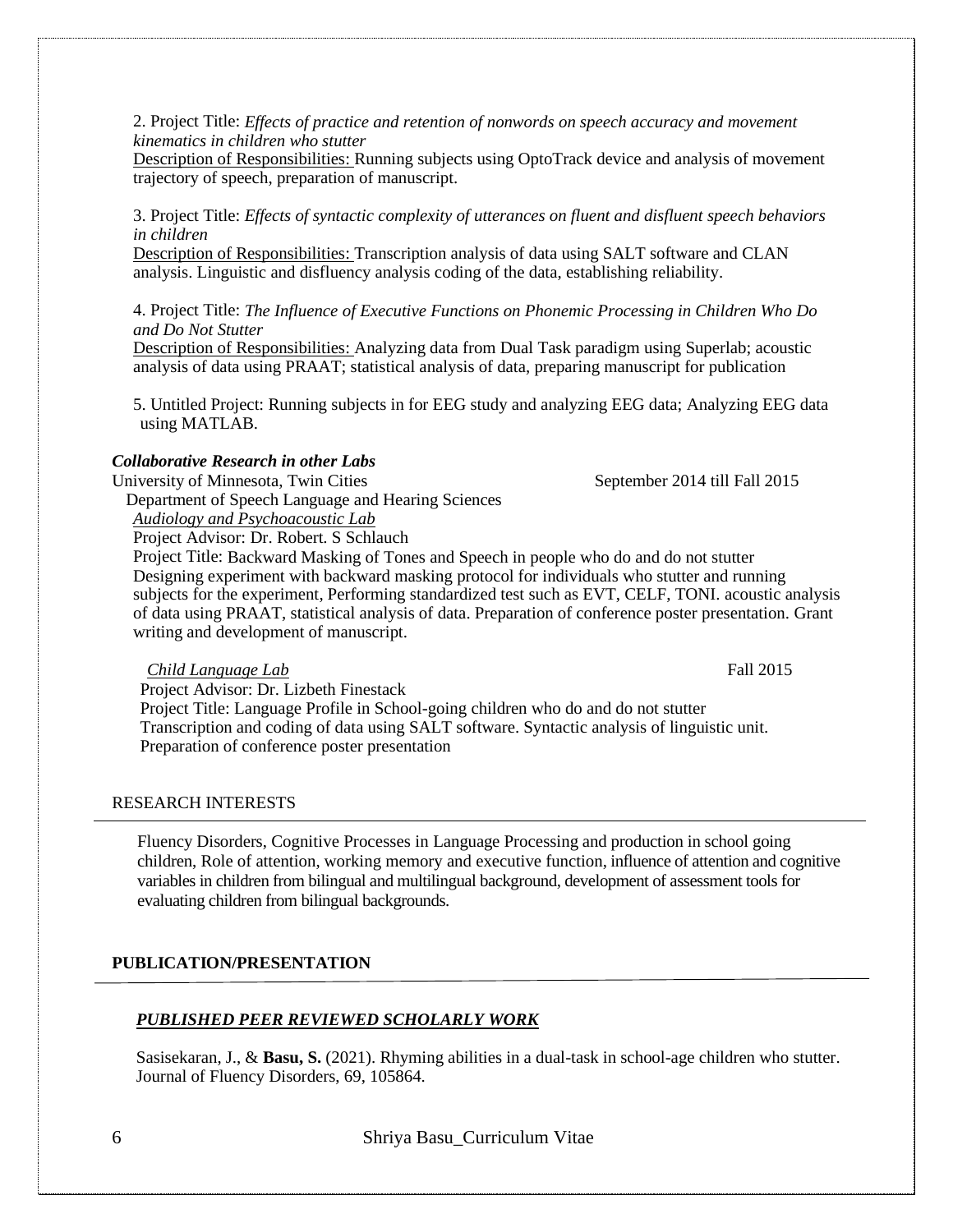2. Project Title: *Effects of practice and retention of nonwords on speech accuracy and movement kinematics in children who stutter*
Description of Responsibilities: Running subjects using OptoTrack device and analysis of movement trajectory of speech, preparation of manuscript.

3. Project Title: *Effects of syntactic complexity of utterances on fluent and disfluent speech behaviors in children*
Description of Responsibilities: Transcription analysis of data using SALT software and CLAN analysis. Linguistic and disfluency analysis coding of the data, establishing reliability.

4. Project Title: *The Influence of Executive Functions on Phonemic Processing in Children Who Do and Do Not Stutter*
Description of Responsibilities: Analyzing data from Dual Task paradigm using Superlab; acoustic analysis of data using PRAAT; statistical analysis of data, preparing manuscript for publication

5. Untitled Project: Running subjects in for EEG study and analyzing EEG data; Analyzing EEG data using MATLAB.

***Collaborative Research in other Labs***

University of Minnesota, Twin Cities — September 2014 till Fall 2015
Department of Speech Language and Hearing Sciences
*Audiology and Psychoacoustic Lab*
Project Advisor: Dr. Robert. S Schlauch
Project Title: Backward Masking of Tones and Speech in people who do and do not stutter
Designing experiment with backward masking protocol for individuals who stutter and running subjects for the experiment, Performing standardized test such as EVT, CELF, TONI. acoustic analysis of data using PRAAT, statistical analysis of data. Preparation of conference poster presentation. Grant writing and development of manuscript.

*Child Language Lab* — Fall 2015
Project Advisor: Dr. Lizbeth Finestack
Project Title: Language Profile in School-going children who do and do not stutter
Transcription and coding of data using SALT software. Syntactic analysis of linguistic unit. Preparation of conference poster presentation

## RESEARCH INTERESTS

Fluency Disorders, Cognitive Processes in Language Processing and production in school going children, Role of attention, working memory and executive function, influence of attention and cognitive variables in children from bilingual and multilingual background, development of assessment tools for evaluating children from bilingual backgrounds.

## PUBLICATION/PRESENTATION

### ***PUBLISHED PEER REVIEWED SCHOLARLY WORK***

Sasisekaran, J., & **Basu, S.** (2021). Rhyming abilities in a dual-task in school-age children who stutter. Journal of Fluency Disorders, 69, 105864.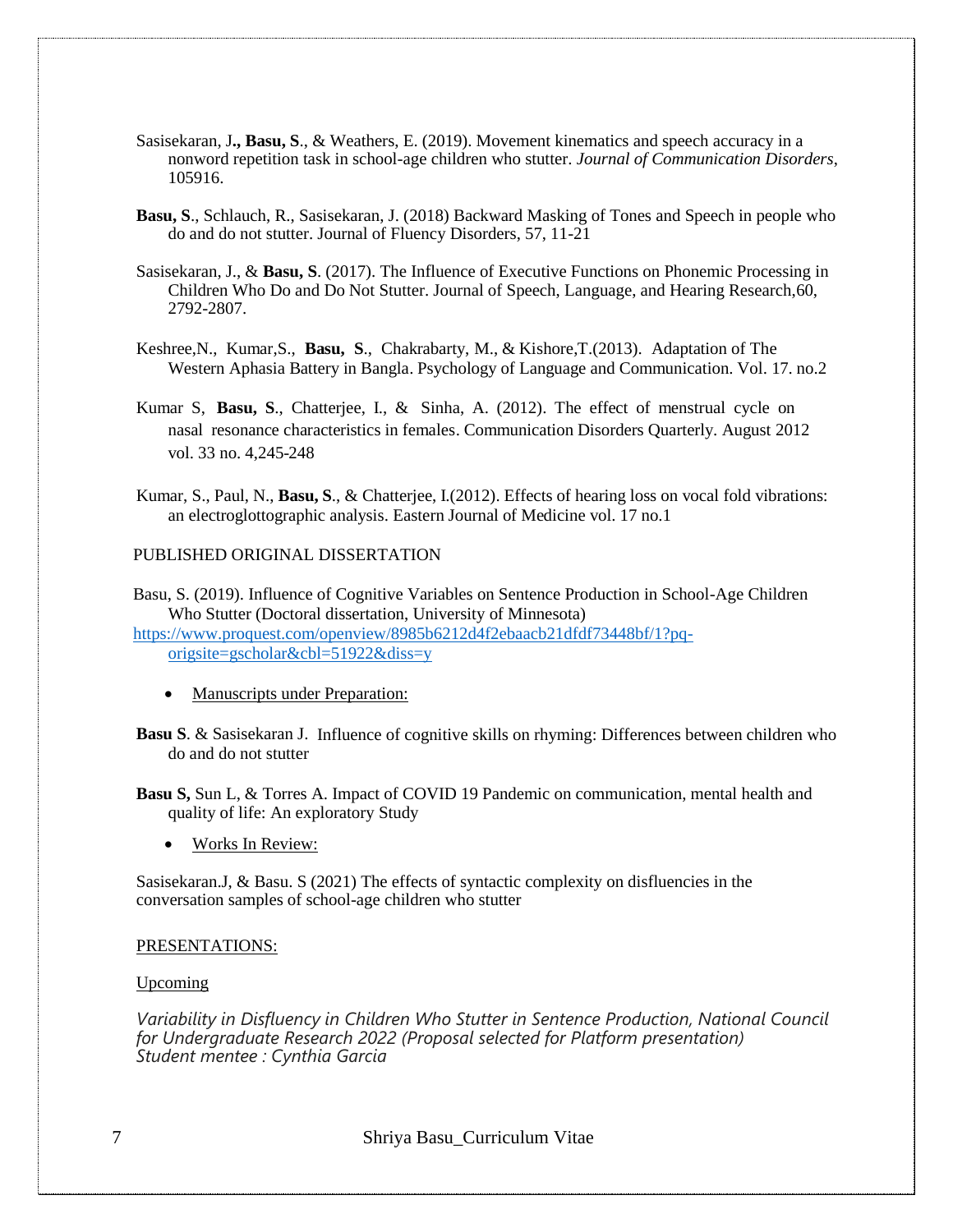Sasisekaran, J**., Basu, S**., & Weathers, E. (2019). Movement kinematics and speech accuracy in a nonword repetition task in school-age children who stutter. *Journal of Communication Disorders*, 105916.

**Basu, S**., Schlauch, R., Sasisekaran, J. (2018) Backward Masking of Tones and Speech in people who do and do not stutter. Journal of Fluency Disorders, 57, 11-21

Sasisekaran, J., & **Basu, S**. (2017). The Influence of Executive Functions on Phonemic Processing in Children Who Do and Do Not Stutter. Journal of Speech, Language, and Hearing Research,60, 2792-2807.

Keshree,N., Kumar,S., **Basu, S**., Chakrabarty, M., & Kishore,T.(2013). Adaptation of The Western Aphasia Battery in Bangla. Psychology of Language and Communication. Vol. 17. no.2

Kumar S, **Basu, S**., Chatterjee, I., & Sinha, A. (2012). The effect of menstrual cycle on nasal resonance characteristics in females. Communication Disorders Quarterly. August 2012 vol. 33 no. 4,245-248

Kumar, S., Paul, N., **Basu, S**., & Chatterjee, I.(2012). Effects of hearing loss on vocal fold vibrations: an electroglottographic analysis. Eastern Journal of Medicine vol. 17 no.1

PUBLISHED ORIGINAL DISSERTATION

Basu, S. (2019). Influence of Cognitive Variables on Sentence Production in School-Age Children Who Stutter (Doctoral dissertation, University of Minnesota) https://www.proquest.com/openview/8985b6212d4f2ebaacb21dfdf73448bf/1?pq-origsite=gscholar&cbl=51922&diss=y

- Manuscripts under Preparation:

**Basu S**. & Sasisekaran J. Influence of cognitive skills on rhyming: Differences between children who do and do not stutter

**Basu S,** Sun L, & Torres A. Impact of COVID 19 Pandemic on communication, mental health and quality of life: An exploratory Study

- Works In Review:

Sasisekaran.J, & Basu. S (2021) The effects of syntactic complexity on disfluencies in the conversation samples of school-age children who stutter

PRESENTATIONS:

Upcoming

*Variability in Disfluency in Children Who Stutter in Sentence Production, National Council for Undergraduate Research 2022 (Proposal selected for Platform presentation)*
*Student mentee : Cynthia Garcia*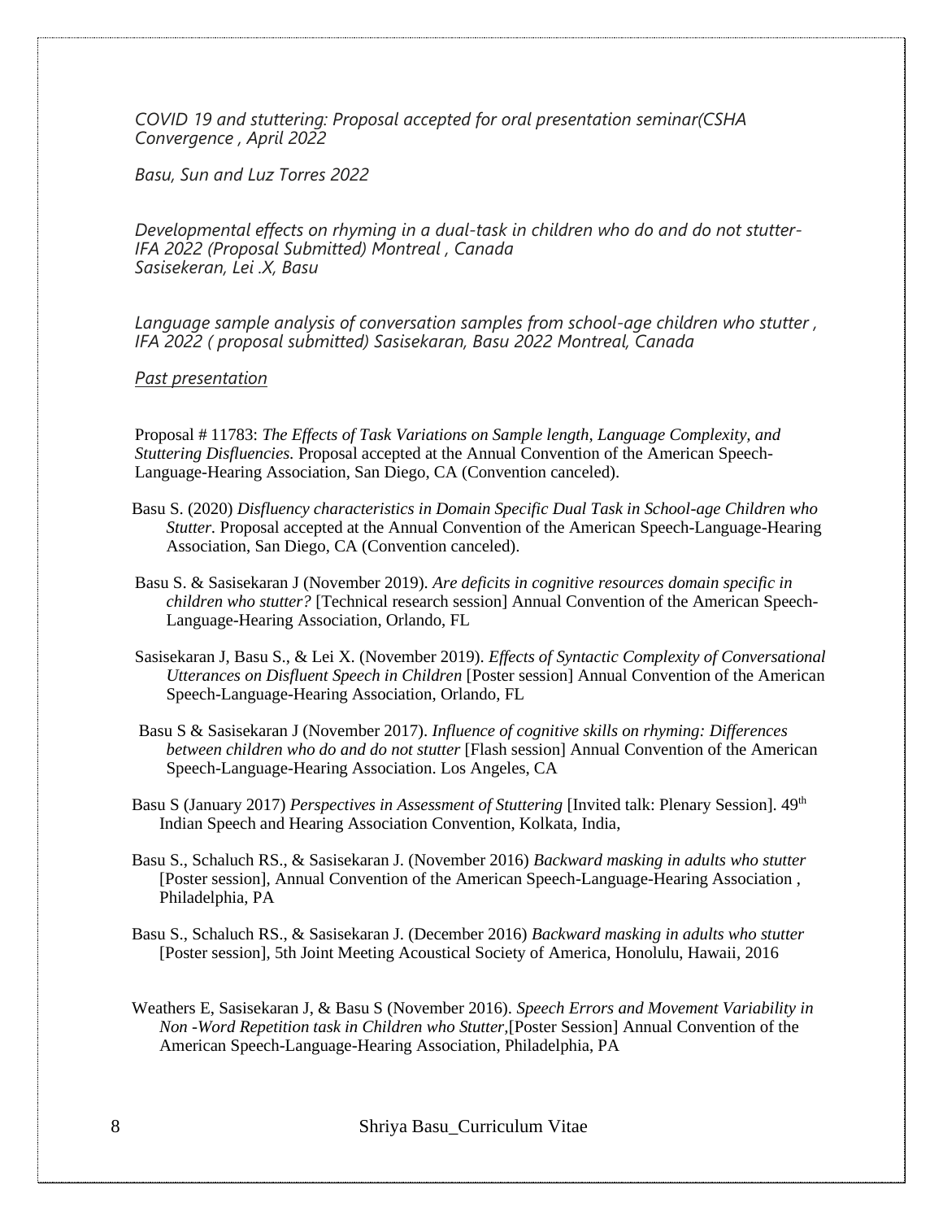*COVID 19 and stuttering: Proposal accepted for oral presentation seminar(CSHA Convergence , April 2022*

*Basu, Sun and Luz Torres 2022*

*Developmental effects on rhyming in a dual-task in children who do and do not stutter- IFA 2022 (Proposal Submitted) Montreal , Canada*
*Sasisekeran, Lei .X, Basu*

*Language sample analysis of conversation samples from school-age children who stutter , IFA 2022 ( proposal submitted) Sasisekaran, Basu 2022 Montreal, Canada*

*Past presentation*

Proposal # 11783: *The Effects of Task Variations on Sample length, Language Complexity, and Stuttering Disfluencies.* Proposal accepted at the Annual Convention of the American Speech-Language-Hearing Association, San Diego, CA (Convention canceled).

Basu S. (2020) *Disfluency characteristics in Domain Specific Dual Task in School-age Children who Stutter.* Proposal accepted at the Annual Convention of the American Speech-Language-Hearing Association, San Diego, CA (Convention canceled).

Basu S. & Sasisekaran J (November 2019). *Are deficits in cognitive resources domain specific in children who stutter?* [Technical research session] Annual Convention of the American Speech-Language-Hearing Association, Orlando, FL

Sasisekaran J, Basu S., & Lei X. (November 2019). *Effects of Syntactic Complexity of Conversational Utterances on Disfluent Speech in Children* [Poster session] Annual Convention of the American Speech-Language-Hearing Association, Orlando, FL

Basu S & Sasisekaran J (November 2017). *Influence of cognitive skills on rhyming: Differences between children who do and do not stutter* [Flash session] Annual Convention of the American Speech-Language-Hearing Association. Los Angeles, CA

Basu S (January 2017) *Perspectives in Assessment of Stuttering* [Invited talk: Plenary Session]. 49th Indian Speech and Hearing Association Convention, Kolkata, India,

Basu S., Schaluch RS., & Sasisekaran J. (November 2016) *Backward masking in adults who stutter* [Poster session], Annual Convention of the American Speech-Language-Hearing Association , Philadelphia, PA

Basu S., Schaluch RS., & Sasisekaran J. (December 2016) *Backward masking in adults who stutter* [Poster session], 5th Joint Meeting Acoustical Society of America, Honolulu, Hawaii, 2016

Weathers E, Sasisekaran J, & Basu S (November 2016). *Speech Errors and Movement Variability in Non -Word Repetition task in Children who Stutter*,[Poster Session] Annual Convention of the American Speech-Language-Hearing Association, Philadelphia, PA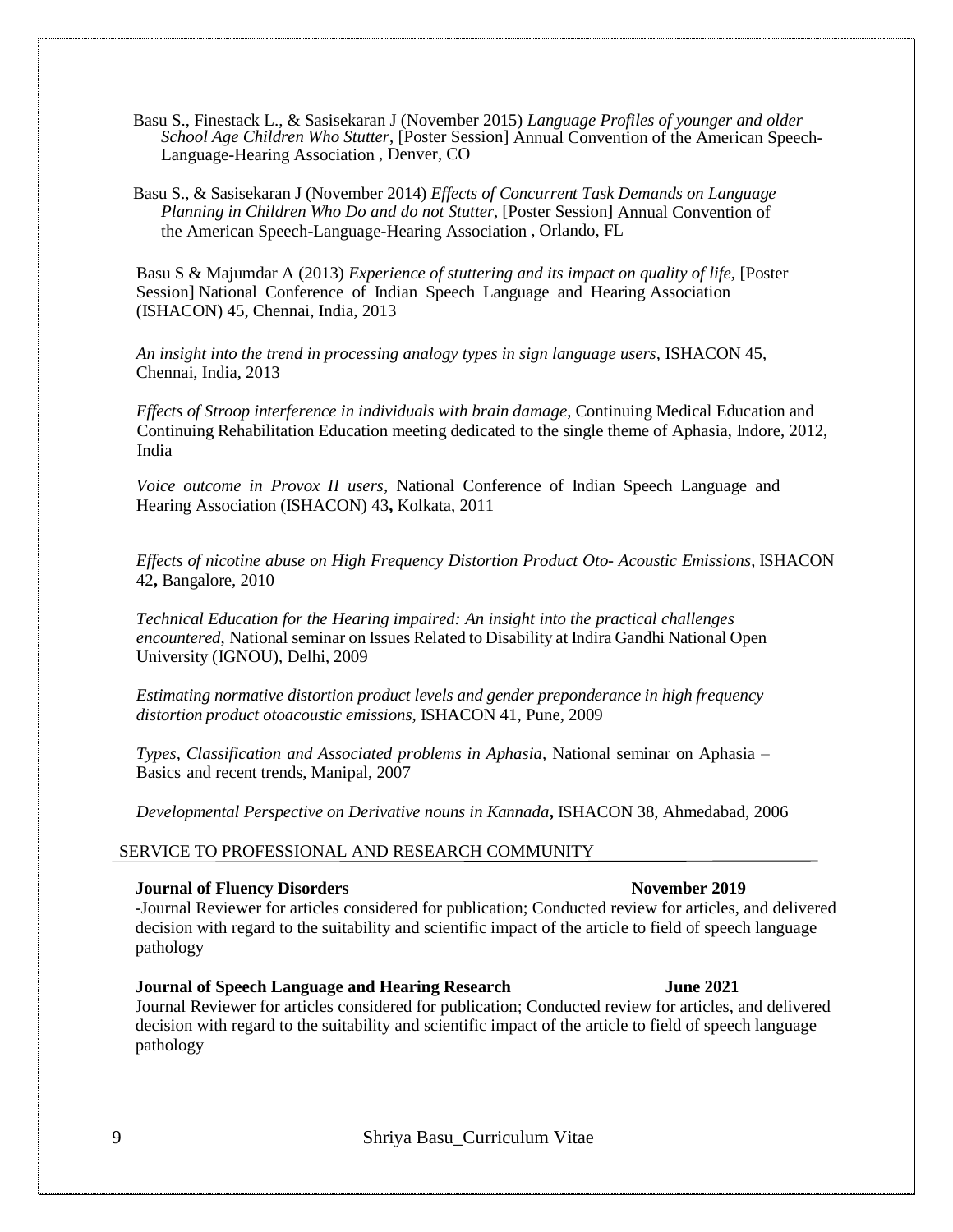Basu S., Finestack L., & Sasisekaran J (November 2015) *Language Profiles of younger and older School Age Children Who Stutter*, [Poster Session] Annual Convention of the American Speech-Language-Hearing Association , Denver, CO

Basu S., & Sasisekaran J (November 2014) *Effects of Concurrent Task Demands on Language Planning in Children Who Do and do not Stutter*, [Poster Session] Annual Convention of the American Speech-Language-Hearing Association , Orlando, FL

Basu S & Majumdar A (2013) *Experience of stuttering and its impact on quality of life*, [Poster Session] National Conference of Indian Speech Language and Hearing Association (ISHACON) 45, Chennai, India, 2013

*An insight into the trend in processing analogy types in sign language users,* ISHACON 45, Chennai, India, 2013

*Effects of Stroop interference in individuals with brain damage*, Continuing Medical Education and Continuing Rehabilitation Education meeting dedicated to the single theme of Aphasia, Indore, 2012, India

*Voice outcome in Provox II users*, National Conference of Indian Speech Language and Hearing Association (ISHACON) 43**,** Kolkata, 2011

*Effects of nicotine abuse on High Frequency Distortion Product Oto- Acoustic Emissions,* ISHACON 42**,** Bangalore, 2010

*Technical Education for the Hearing impaired: An insight into the practical challenges encountered*, National seminar on Issues Related to Disability at Indira Gandhi National Open University (IGNOU), Delhi, 2009

*Estimating normative distortion product levels and gender preponderance in high frequency distortion product otoacoustic emissions*, ISHACON 41, Pune, 2009

*Types, Classification and Associated problems in Aphasia,* National seminar on Aphasia – Basics and recent trends, Manipal, 2007

*Developmental Perspective on Derivative nouns in Kannada***,** ISHACON 38, Ahmedabad, 2006

## SERVICE TO PROFESSIONAL AND RESEARCH COMMUNITY

**Journal of Fluency Disorders** **November 2019**

-Journal Reviewer for articles considered for publication; Conducted review for articles, and delivered decision with regard to the suitability and scientific impact of the article to field of speech language pathology

**Journal of Speech Language and Hearing Research** **June 2021**

Journal Reviewer for articles considered for publication; Conducted review for articles, and delivered decision with regard to the suitability and scientific impact of the article to field of speech language pathology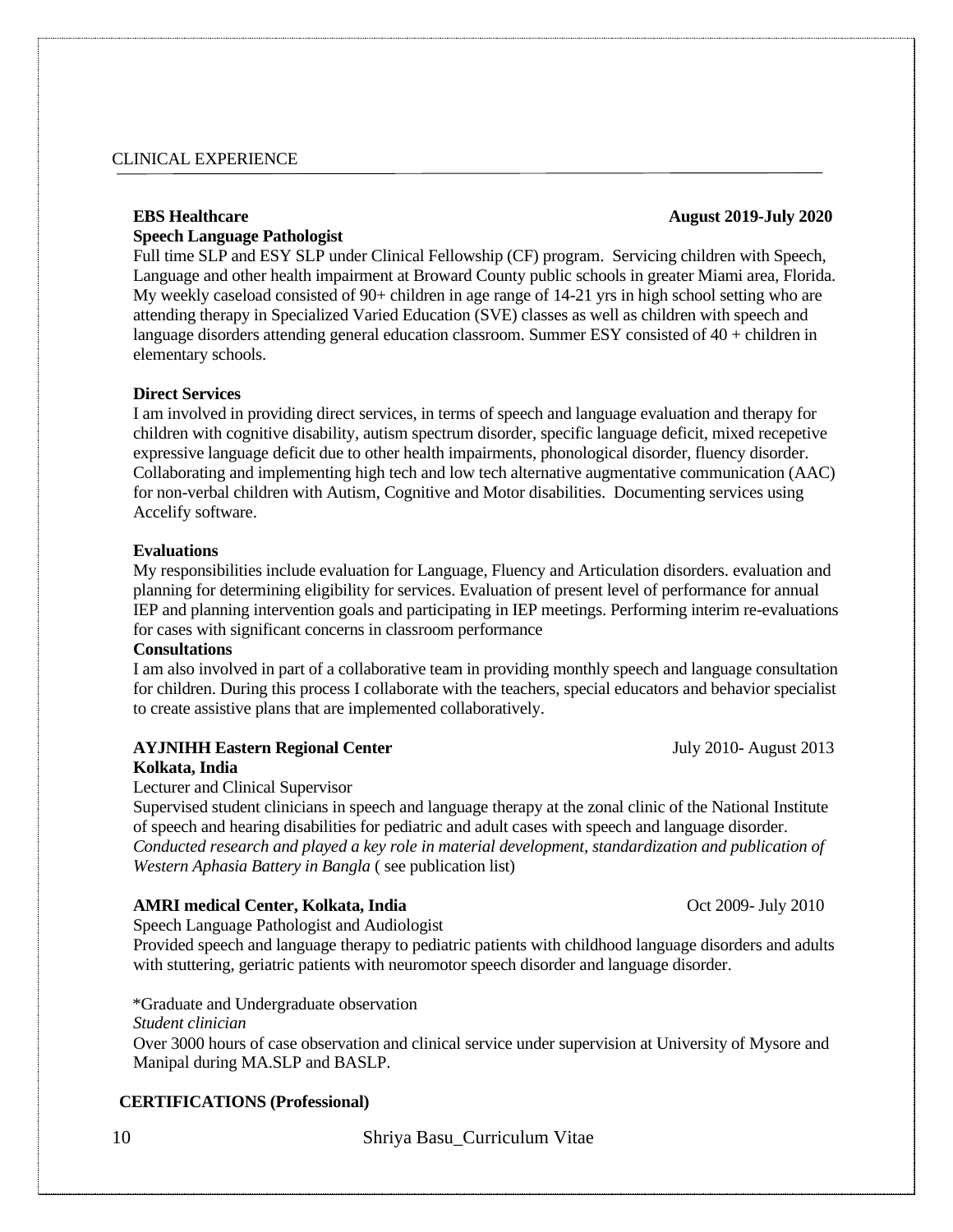## CLINICAL EXPERIENCE

**EBS Healthcare** **August 2019-July 2020**
**Speech Language Pathologist**
Full time SLP and ESY SLP under Clinical Fellowship (CF) program. Servicing children with Speech, Language and other health impairment at Broward County public schools in greater Miami area, Florida. My weekly caseload consisted of 90+ children in age range of 14-21 yrs in high school setting who are attending therapy in Specialized Varied Education (SVE) classes as well as children with speech and language disorders attending general education classroom. Summer ESY consisted of 40 + children in elementary schools.

**Direct Services**
I am involved in providing direct services, in terms of speech and language evaluation and therapy for children with cognitive disability, autism spectrum disorder, specific language deficit, mixed recepetive expressive language deficit due to other health impairments, phonological disorder, fluency disorder. Collaborating and implementing high tech and low tech alternative augmentative communication (AAC) for non-verbal children with Autism, Cognitive and Motor disabilities. Documenting services using Accelify software.

**Evaluations**
My responsibilities include evaluation for Language, Fluency and Articulation disorders. evaluation and planning for determining eligibility for services. Evaluation of present level of performance for annual IEP and planning intervention goals and participating in IEP meetings. Performing interim re-evaluations for cases with significant concerns in classroom performance

**Consultations**
I am also involved in part of a collaborative team in providing monthly speech and language consultation for children. During this process I collaborate with the teachers, special educators and behavior specialist to create assistive plans that are implemented collaboratively.

**AYJNIHH Eastern Regional Center** July 2010- August 2013
**Kolkata, India**
Lecturer and Clinical Supervisor
Supervised student clinicians in speech and language therapy at the zonal clinic of the National Institute of speech and hearing disabilities for pediatric and adult cases with speech and language disorder.
*Conducted research and played a key role in material development, standardization and publication of Western Aphasia Battery in Bangla* ( see publication list)

**AMRI medical Center, Kolkata, India** Oct 2009- July 2010
Speech Language Pathologist and Audiologist
Provided speech and language therapy to pediatric patients with childhood language disorders and adults with stuttering, geriatric patients with neuromotor speech disorder and language disorder.

*Graduate and Undergraduate observation
*Student clinician*
Over 3000 hours of case observation and clinical service under supervision at University of Mysore and Manipal during MA.SLP and BASLP.

**CERTIFICATIONS (Professional)**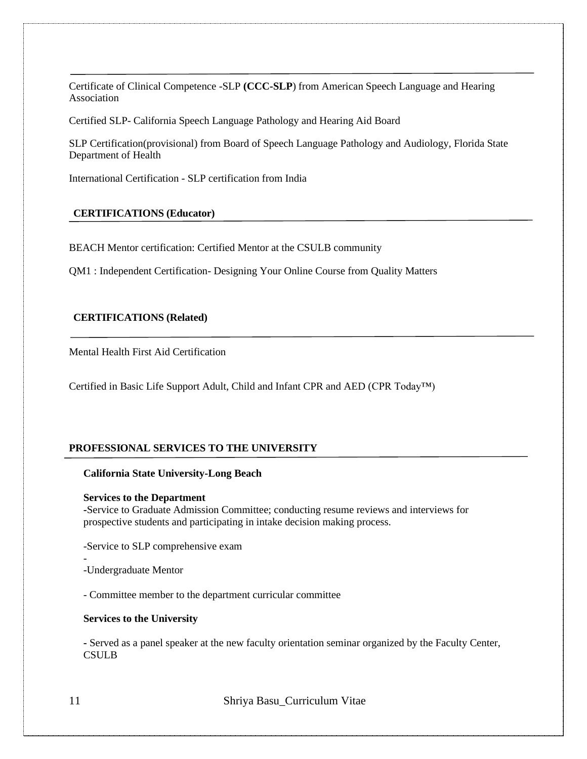Certificate of Clinical Competence -SLP **(CCC-SLP**) from American Speech Language and Hearing Association

Certified SLP- California Speech Language Pathology and Hearing Aid Board

SLP Certification(provisional) from Board of Speech Language Pathology and Audiology, Florida State Department of Health

International Certification - SLP certification from India

## CERTIFICATIONS (Educator)

BEACH Mentor certification: Certified Mentor at the CSULB community

QM1 : Independent Certification- Designing Your Online Course from Quality Matters

## CERTIFICATIONS (Related)

Mental Health First Aid Certification

Certified in Basic Life Support Adult, Child and Infant CPR and AED (CPR Today™)

## PROFESSIONAL SERVICES TO THE UNIVERSITY

### California State University-Long Beach

**Services to the Department**

-Service to Graduate Admission Committee; conducting resume reviews and interviews for prospective students and participating in intake decision making process.

-Service to SLP comprehensive exam

-

-Undergraduate Mentor

- Committee member to the department curricular committee

**Services to the University**

- Served as a panel speaker at the new faculty orientation seminar organized by the Faculty Center, CSULB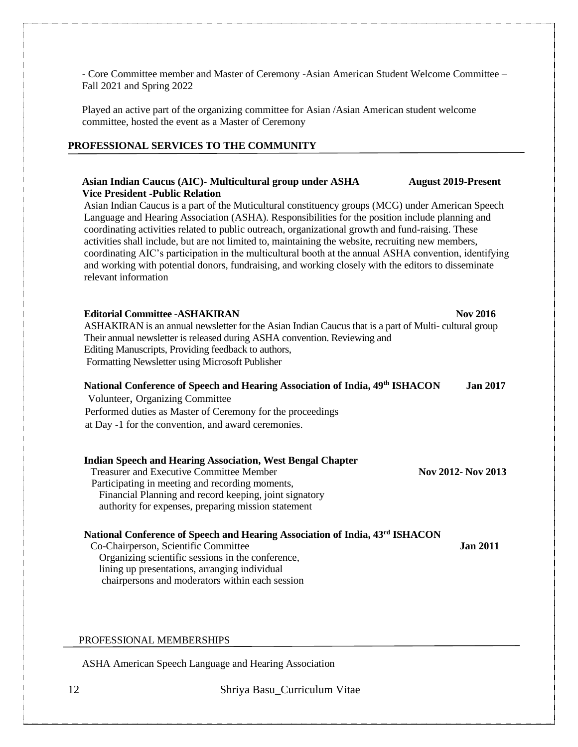- Core Committee member and Master of Ceremony -Asian American Student Welcome Committee – Fall 2021 and Spring 2022

Played an active part of the organizing committee for Asian /Asian American student welcome committee, hosted the event as a Master of Ceremony

## PROFESSIONAL SERVICES TO THE COMMUNITY

**Asian Indian Caucus (AIC)- Multicultural group under ASHA** **August 2019-Present**
**Vice President -Public Relation**
Asian Indian Caucus is a part of the Muticultural constituency groups (MCG) under American Speech Language and Hearing Association (ASHA). Responsibilities for the position include planning and coordinating activities related to public outreach, organizational growth and fund-raising. These activities shall include, but are not limited to, maintaining the website, recruiting new members, coordinating AIC's participation in the multicultural booth at the annual ASHA convention, identifying and working with potential donors, fundraising, and working closely with the editors to disseminate relevant information

**Editorial Committee -ASHAKIRAN** **Nov 2016**
ASHAKIRAN is an annual newsletter for the Asian Indian Caucus that is a part of Multi- cultural group Their annual newsletter is released during ASHA convention. Reviewing and Editing Manuscripts, Providing feedback to authors, Formatting Newsletter using Microsoft Publisher

**National Conference of Speech and Hearing Association of India, 49th ISHACON** **Jan 2017**
Volunteer, Organizing Committee
Performed duties as Master of Ceremony for the proceedings at Day -1 for the convention, and award ceremonies.

**Indian Speech and Hearing Association, West Bengal Chapter**
Treasurer and Executive Committee Member **Nov 2012- Nov 2013**
Participating in meeting and recording moments, Financial Planning and record keeping, joint signatory authority for expenses, preparing mission statement

**National Conference of Speech and Hearing Association of India, 43rd ISHACON**
Co-Chairperson, Scientific Committee **Jan 2011**
Organizing scientific sessions in the conference, lining up presentations, arranging individual chairpersons and moderators within each session

## PROFESSIONAL MEMBERSHIPS

ASHA American Speech Language and Hearing Association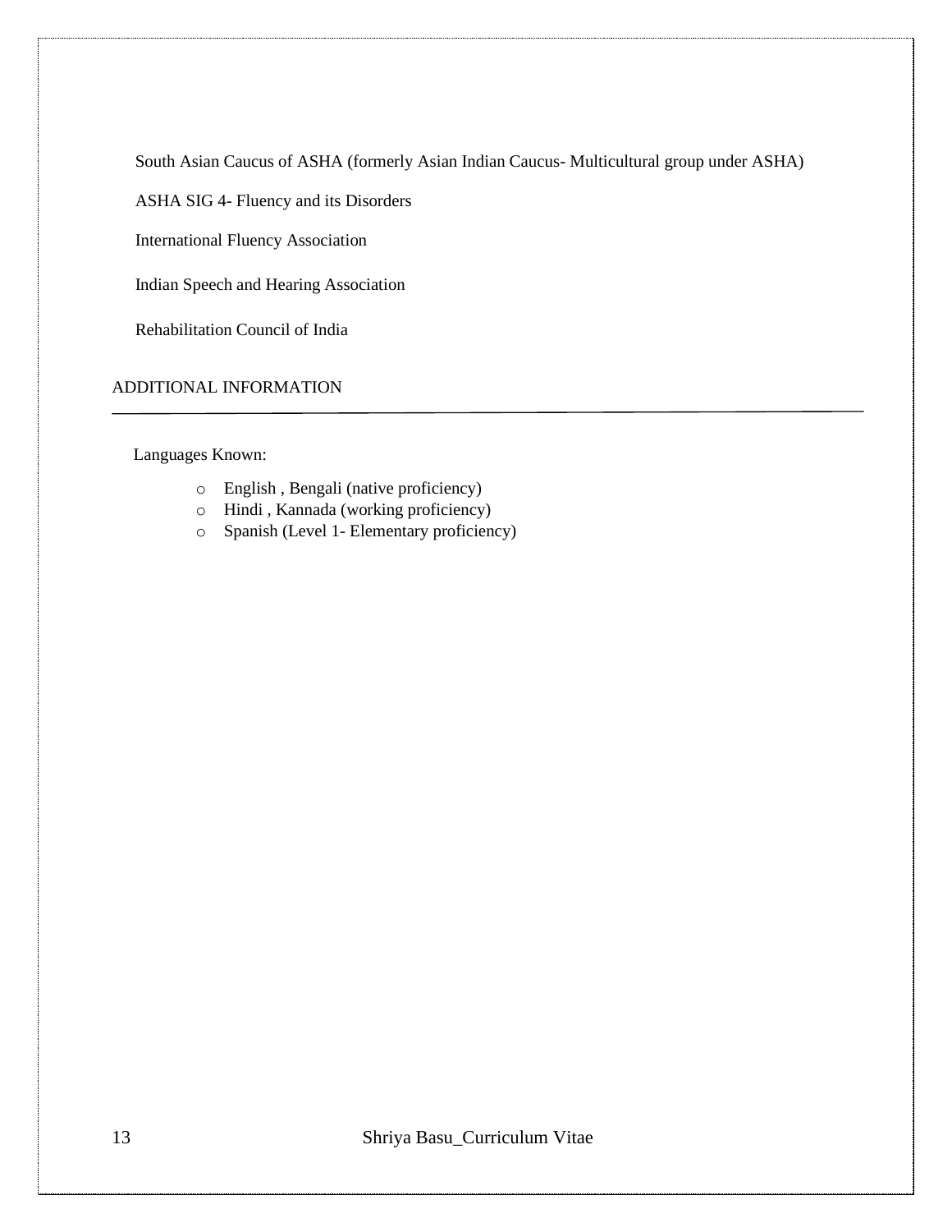South Asian Caucus of ASHA (formerly Asian Indian Caucus- Multicultural group under ASHA)

ASHA SIG 4- Fluency and its Disorders

International Fluency Association

Indian Speech and Hearing Association

Rehabilitation Council of India

## ADDITIONAL INFORMATION

Languages Known:

- English , Bengali (native proficiency)
- Hindi , Kannada (working proficiency)
- Spanish (Level 1- Elementary proficiency)